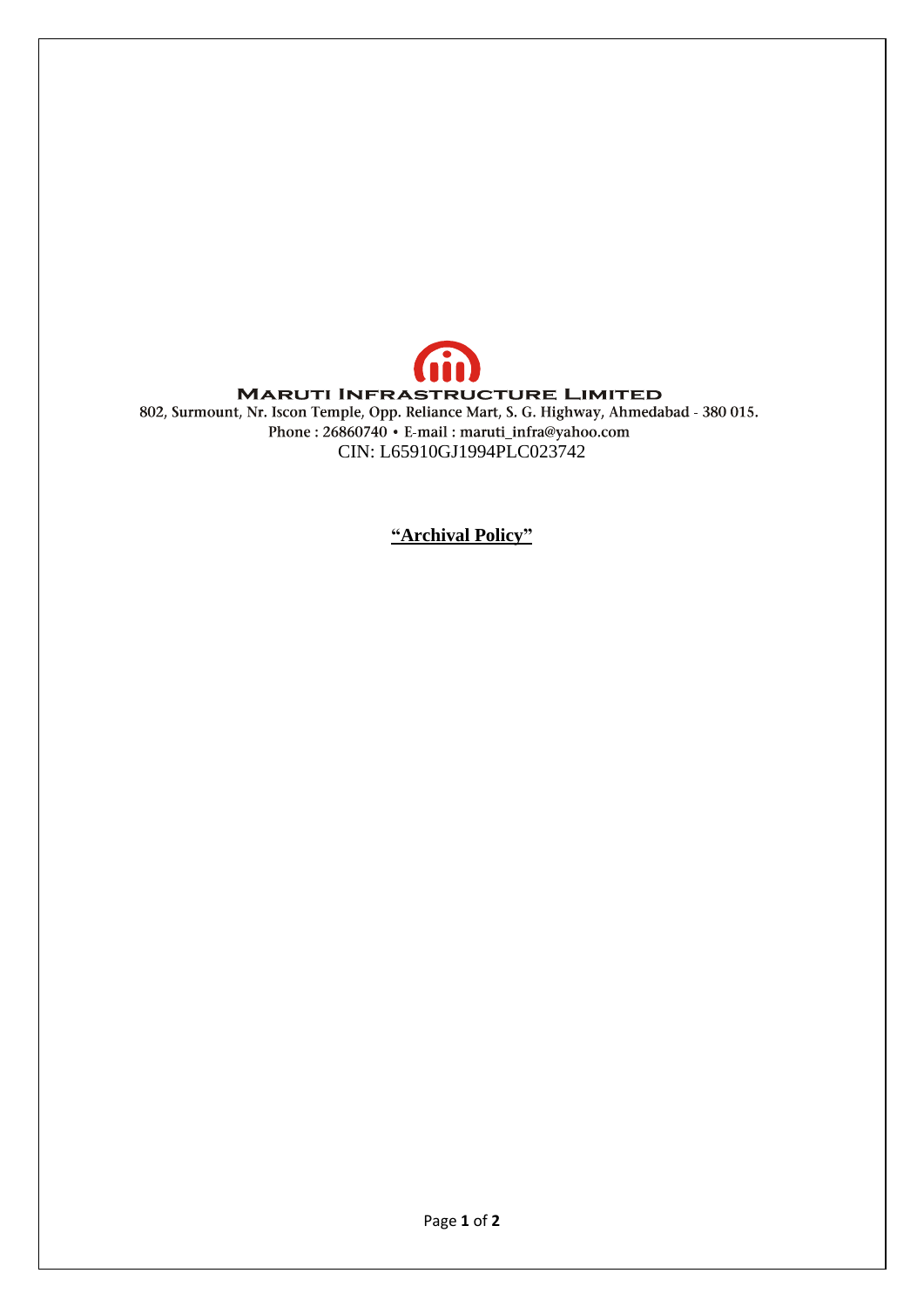**MARUTI INFRASTRUCTURE LIMITED**

802, Surmount, Nr. Iscon Temple, Opp. Reliance Mart, S. G. Highway, Ahmedabad - 380 015.

Phone : 26860740 • E-mail : maruti_infra@yahoo.com

CIN: L65910GJ1994PLC023742

# "Archival Policy"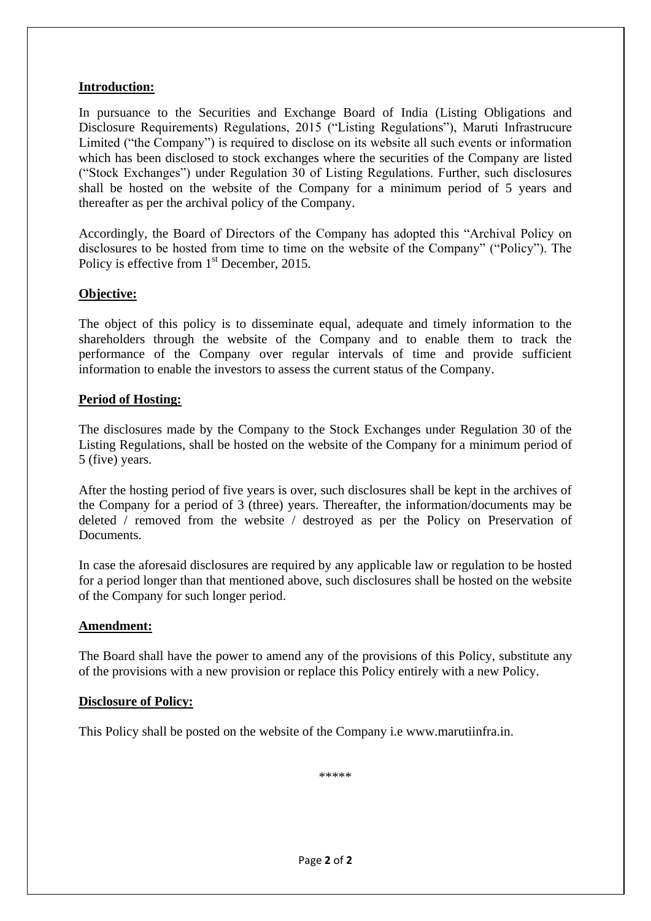**Introduction:**

In pursuance to the Securities and Exchange Board of India (Listing Obligations and Disclosure Requirements) Regulations, 2015 ("Listing Regulations"), Maruti Infrastrucure Limited ("the Company") is required to disclose on its website all such events or information which has been disclosed to stock exchanges where the securities of the Company are listed ("Stock Exchanges") under Regulation 30 of Listing Regulations. Further, such disclosures shall be hosted on the website of the Company for a minimum period of 5 years and thereafter as per the archival policy of the Company.

Accordingly, the Board of Directors of the Company has adopted this "Archival Policy on disclosures to be hosted from time to time on the website of the Company" ("Policy"). The Policy is effective from 1st December, 2015.

**Objective:**

The object of this policy is to disseminate equal, adequate and timely information to the shareholders through the website of the Company and to enable them to track the performance of the Company over regular intervals of time and provide sufficient information to enable the investors to assess the current status of the Company.

**Period of Hosting:**

The disclosures made by the Company to the Stock Exchanges under Regulation 30 of the Listing Regulations, shall be hosted on the website of the Company for a minimum period of 5 (five) years.

After the hosting period of five years is over, such disclosures shall be kept in the archives of the Company for a period of 3 (three) years. Thereafter, the information/documents may be deleted / removed from the website / destroyed as per the Policy on Preservation of Documents.

In case the aforesaid disclosures are required by any applicable law or regulation to be hosted for a period longer than that mentioned above, such disclosures shall be hosted on the website of the Company for such longer period.

**Amendment:**

The Board shall have the power to amend any of the provisions of this Policy, substitute any of the provisions with a new provision or replace this Policy entirely with a new Policy.

**Disclosure of Policy:**

This Policy shall be posted on the website of the Company i.e www.marutiinfra.in.

*****